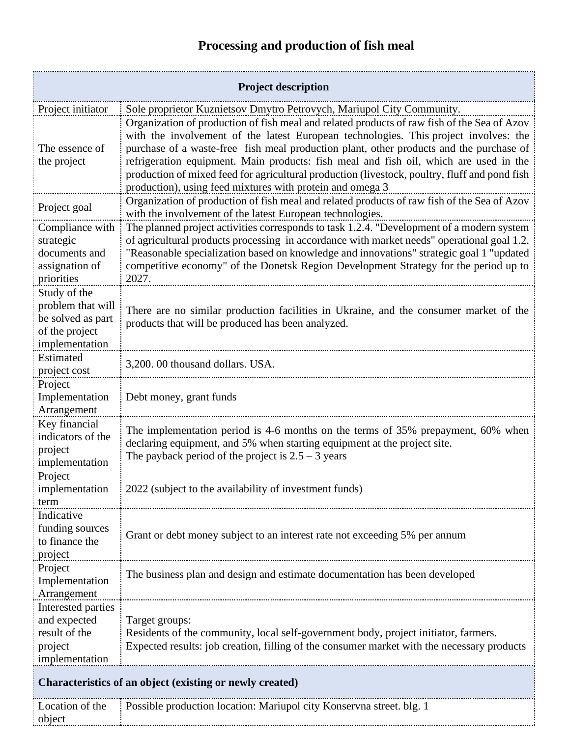# Processing and production of fish meal

| Project description | |
|---|---|
| Project initiator | Sole proprietor Kuznietsov Dmytro Petrovych, Mariupol City Community. |
| The essence of the project | Organization of production of fish meal and related products of raw fish of the Sea of Azov with the involvement of the latest European technologies. This project involves: the purchase of a waste-free fish meal production plant, other products and the purchase of refrigeration equipment. Main products: fish meal and fish oil, which are used in the production of mixed feed for agricultural production (livestock, poultry, fluff and pond fish production), using feed mixtures with protein and omega 3 |
| Project goal | Organization of production of fish meal and related products of raw fish of the Sea of Azov with the involvement of the latest European technologies. |
| Compliance with strategic documents and assignation of priorities | The planned project activities corresponds to task 1.2.4. "Development of a modern system of agricultural products processing in accordance with market needs" operational goal 1.2. "Reasonable specialization based on knowledge and innovations" strategic goal 1 "updated competitive economy" of the Donetsk Region Development Strategy for the period up to 2027. |
| Study of the problem that will be solved as part of the project implementation | There are no similar production facilities in Ukraine, and the consumer market of the products that will be produced has been analyzed. |
| Estimated project cost | 3,200. 00 thousand dollars. USA. |
| Project Implementation Arrangement | Debt money, grant funds |
| Key financial indicators of the project implementation | The implementation period is 4-6 months on the terms of 35% prepayment, 60% when declaring equipment, and 5% when starting equipment at the project site.<br>The payback period of the project is 2.5 – 3 years |
| Project implementation term | 2022 (subject to the availability of investment funds) |
| Indicative funding sources to finance the project | Grant or debt money subject to an interest rate not exceeding 5% per annum |
| Project Implementation Arrangement | The business plan and design and estimate documentation has been developed |
| Interested parties and expected result of the project implementation | Target groups:<br>Residents of the community, local self-government body, project initiator, farmers.<br>Expected results: job creation, filling of the consumer market with the necessary products |
| **Characteristics of an object (existing or newly created)** | |
| Location of the object | Possible production location: Mariupol city Konservna street. blg. 1 |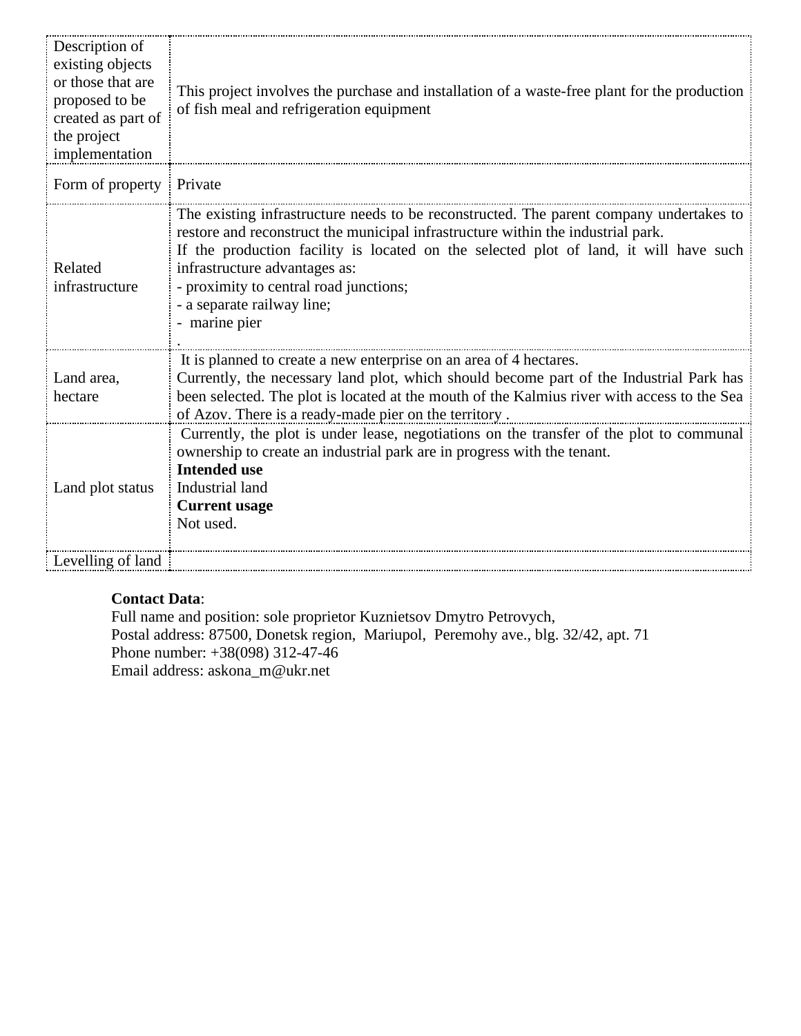| | |
|---|---|
| Description of existing objects or those that are proposed to be created as part of the project implementation | This project involves the purchase and installation of a waste-free plant for the production of fish meal and refrigeration equipment |
| Form of property | Private |
| Related infrastructure | The existing infrastructure needs to be reconstructed. The parent company undertakes to restore and reconstruct the municipal infrastructure within the industrial park.<br>If the production facility is located on the selected plot of land, it will have such infrastructure advantages as:<br>- proximity to central road junctions;<br>- a separate railway line;<br>- marine pier<br>. |
| Land area, hectare | It is planned to create a new enterprise on an area of 4 hectares.<br>Currently, the necessary land plot, which should become part of the Industrial Park has been selected. The plot is located at the mouth of the Kalmius river with access to the Sea of Azov. There is a ready-made pier on the territory . |
| Land plot status | Currently, the plot is under lease, negotiations on the transfer of the plot to communal ownership to create an industrial park are in progress with the tenant.<br>**Intended use**<br>Industrial land<br>**Current usage**<br>Not used. |
| Levelling of land | |

**Contact Data**:
Full name and position: sole proprietor Kuznietsov Dmytro Petrovych,
Postal address: 87500, Donetsk region, Mariupol, Peremohy ave., blg. 32/42, apt. 71
Phone number: +38(098) 312-47-46
Email address: askona_m@ukr.net